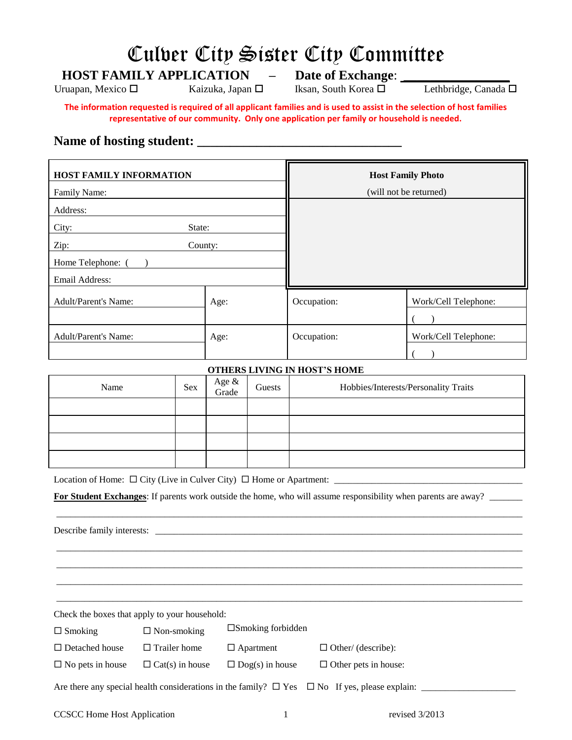# Culver City Sister City Committee

## HOST FAMILY APPLICATION – Date of Exchange: ______________

Uruapan, Mexico ☐ Kaizuka, Japan ☐ Iksan, South Korea ☐ Lethbridge, Canada ☐

**The information requested is required of all applicant families and is used to assist in the selection of host families representative of our community. Only one application per family or household is needed.**

## Name of hosting student: ______________________________

| **HOST FAMILY INFORMATION** | | **Host Family Photo** (will not be returned) | |
|---|---|---|---|
| Family Name: | | | |
| Address: | | | |
| City: | State: | | |
| Zip: | County: | | |
| Home Telephone: ( ) | | | |
| Email Address: | | | |
| Adult/Parent's Name: | Age: | Occupation: | Work/Cell Telephone: ( ) |
| Adult/Parent's Name: | Age: | Occupation: | Work/Cell Telephone: ( ) |

**OTHERS LIVING IN HOST'S HOME**

| Name | Sex | Age & Grade | Guests | Hobbies/Interests/Personality Traits |
|---|---|---|---|---|
| | | | | |
| | | | | |
| | | | | |
| | | | | |

Location of Home: ☐ City (Live in Culver City) ☐ Home or Apartment: ______________________________

**For Student Exchanges**: If parents work outside the home, who will assume responsibility when parents are away? _______

________________________________________________________________________________

Describe family interests: ______________________________________________________________

________________________________________________________________________________

________________________________________________________________________________

________________________________________________________________________________

________________________________________________________________________________

Check the boxes that apply to your household:

☐ Smoking ☐ Non-smoking ☐Smoking forbidden

☐ Detached house ☐ Trailer home ☐ Apartment ☐ Other/ (describe):

☐ No pets in house ☐ Cat(s) in house ☐ Dog(s) in house ☐ Other pets in house:

Are there any special health considerations in the family? ☐ Yes ☐ No If yes, please explain: ______________

CCSCC Home Host Application revised 3/2013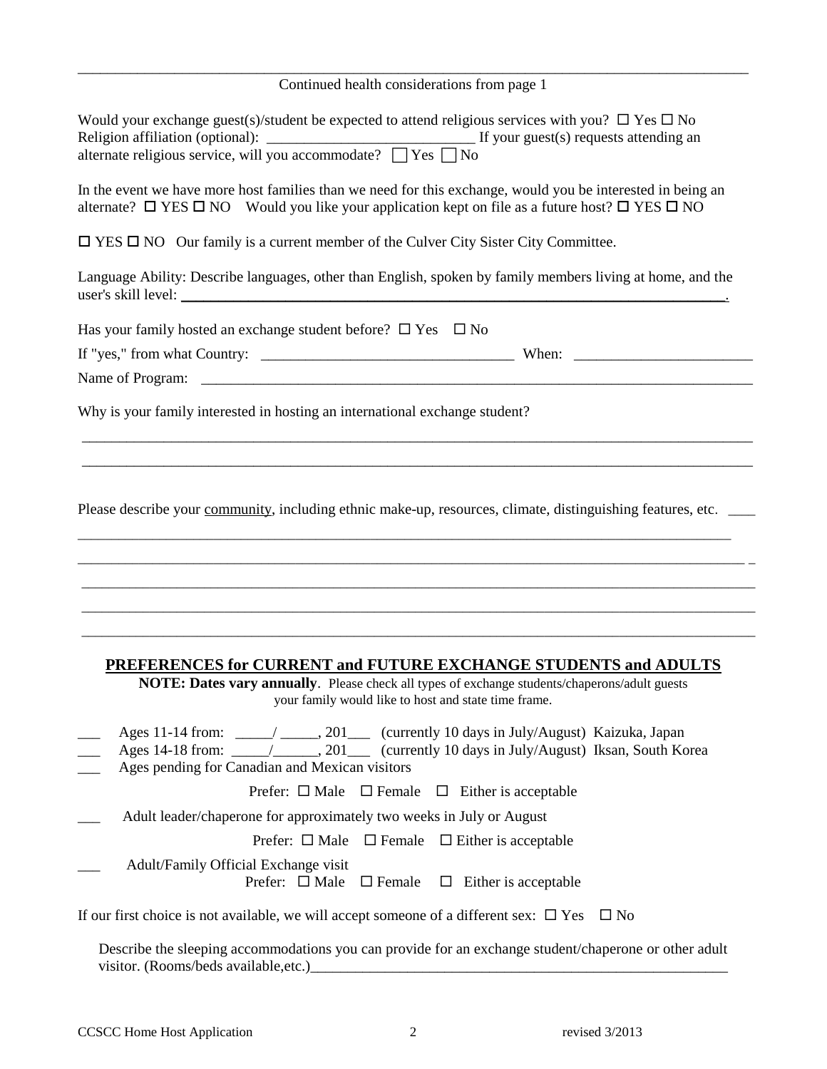Continued health considerations from page 1

Would your exchange guest(s)/student be expected to attend religious services with you? ☐ Yes ☐ No
Religion affiliation (optional): ____________________________ If your guest(s) requests attending an alternate religious service, will you accommodate? ☐ Yes ☐ No

In the event we have more host families than we need for this exchange, would you be interested in being an alternate? ☐ YES ☐ NO Would you like your application kept on file as a future host? ☐ YES ☐ NO

☐ YES ☐ NO Our family is a current member of the Culver City Sister City Committee.

Language Ability: Describe languages, other than English, spoken by family members living at home, and the user's skill level: ____________________________________________________________________________.

Has your family hosted an exchange student before? ☐ Yes ☐ No

If "yes," from what Country: __________________________________ When: ________________________

Name of Program: ____________________________________________________________________________

Why is your family interested in hosting an international exchange student?

______________________________________________________________________________________________

______________________________________________________________________________________________

Please describe your community, including ethnic make-up, resources, climate, distinguishing features, etc. ____

______________________________________________________________________________________________

______________________________________________________________________________________________

______________________________________________________________________________________________

______________________________________________________________________________________________

______________________________________________________________________________________________

## PREFERENCES for CURRENT and FUTURE EXCHANGE STUDENTS and ADULTS

**NOTE: Dates vary annually**. Please check all types of exchange students/chaperons/adult guests your family would like to host and state time frame.

___ Ages 11-14 from: _____/ _____, 201___ (currently 10 days in July/August) Kaizuka, Japan
___ Ages 14-18 from: _____/______, 201___ (currently 10 days in July/August) Iksan, South Korea
___ Ages pending for Canadian and Mexican visitors

Prefer: ☐ Male ☐ Female ☐ Either is acceptable

___ Adult leader/chaperone for approximately two weeks in July or August

Prefer: ☐ Male ☐ Female ☐ Either is acceptable

___ Adult/Family Official Exchange visit

Prefer: ☐ Male ☐ Female ☐ Either is acceptable

If our first choice is not available, we will accept someone of a different sex: ☐ Yes ☐ No

Describe the sleeping accommodations you can provide for an exchange student/chaperone or other adult visitor. (Rooms/beds available,etc.)_____________________________________________________________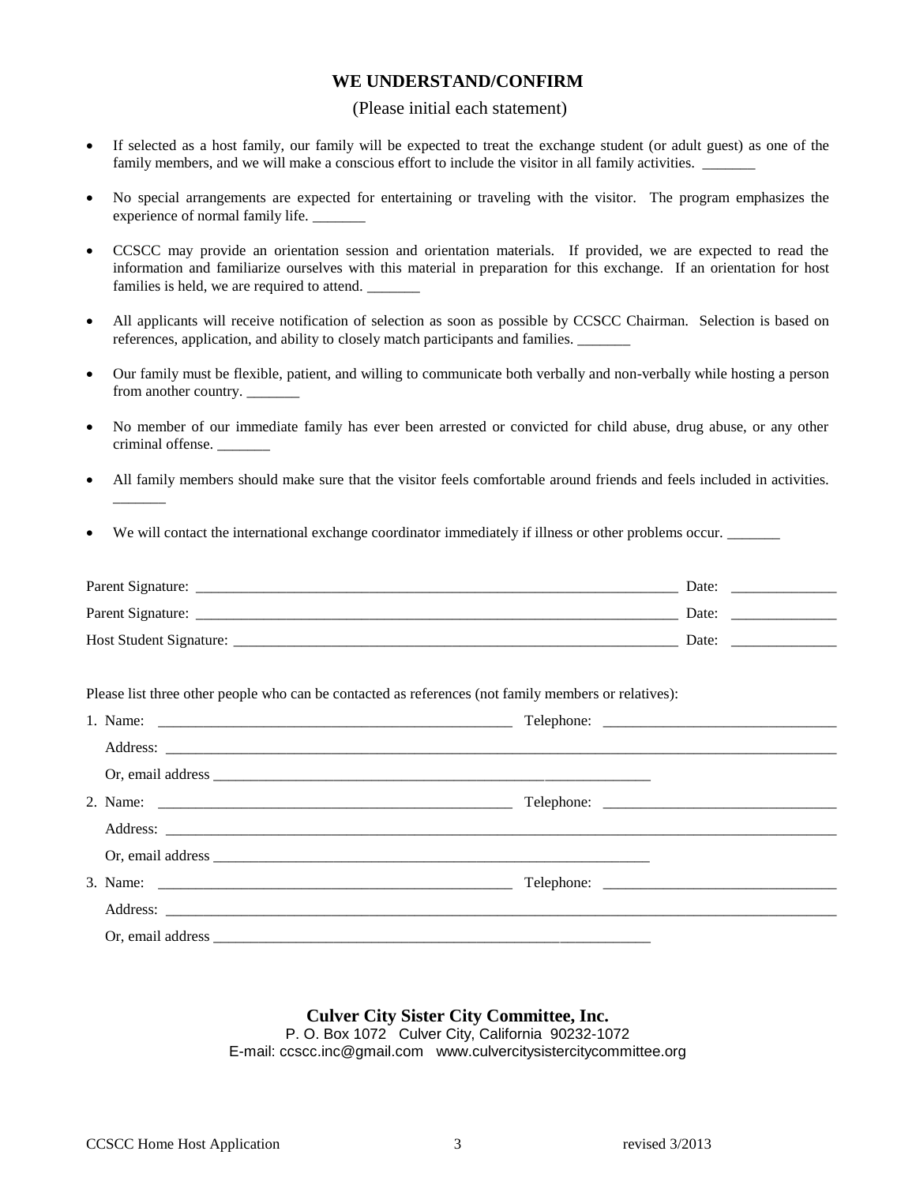## WE UNDERSTAND/CONFIRM

(Please initial each statement)

- If selected as a host family, our family will be expected to treat the exchange student (or adult guest) as one of the family members, and we will make a conscious effort to include the visitor in all family activities. _______
- No special arrangements are expected for entertaining or traveling with the visitor. The program emphasizes the experience of normal family life. _______
- CCSCC may provide an orientation session and orientation materials. If provided, we are expected to read the information and familiarize ourselves with this material in preparation for this exchange. If an orientation for host families is held, we are required to attend. _______
- All applicants will receive notification of selection as soon as possible by CCSCC Chairman. Selection is based on references, application, and ability to closely match participants and families. _______
- Our family must be flexible, patient, and willing to communicate both verbally and non-verbally while hosting a person from another country. _______
- No member of our immediate family has ever been arrested or convicted for child abuse, drug abuse, or any other criminal offense. _______
- All family members should make sure that the visitor feels comfortable around friends and feels included in activities. _______
- We will contact the international exchange coordinator immediately if illness or other problems occur. _______

Parent Signature: ____________________________________________ Date: ______________

Parent Signature: ____________________________________________ Date: ______________

Host Student Signature: ________________________________________ Date: ______________

Please list three other people who can be contacted as references (not family members or relatives):

1. Name: ________________________________ Telephone: ______________________________
   Address: ______________________________________________________________________
   Or, email address ______________________________________________
2. Name: ________________________________ Telephone: ______________________________
   Address: ______________________________________________________________________
   Or, email address ______________________________________________
3. Name: ________________________________ Telephone: ______________________________
   Address: ______________________________________________________________________
   Or, email address ______________________________________________

**Culver City Sister City Committee, Inc.**
P. O. Box 1072 Culver City, California 90232-1072
E-mail: ccscc.inc@gmail.com www.culvercitysistercitycommittee.org